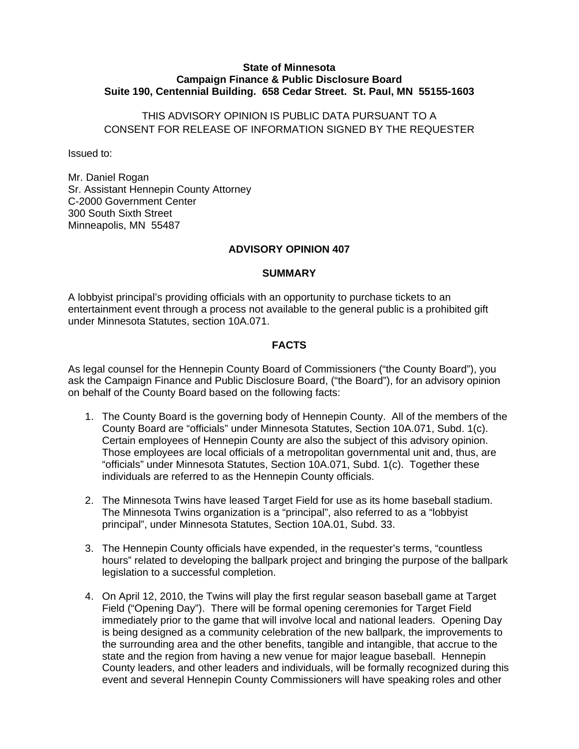**State of Minnesota**
**Campaign Finance & Public Disclosure Board**
**Suite 190, Centennial Building. 658 Cedar Street. St. Paul, MN 55155-1603**

THIS ADVISORY OPINION IS PUBLIC DATA PURSUANT TO A CONSENT FOR RELEASE OF INFORMATION SIGNED BY THE REQUESTER

Issued to:

Mr. Daniel Rogan
Sr. Assistant Hennepin County Attorney
C-2000 Government Center
300 South Sixth Street
Minneapolis, MN 55487

## ADVISORY OPINION 407

### SUMMARY

A lobbyist principal's providing officials with an opportunity to purchase tickets to an entertainment event through a process not available to the general public is a prohibited gift under Minnesota Statutes, section 10A.071.

### FACTS

As legal counsel for the Hennepin County Board of Commissioners ("the County Board"), you ask the Campaign Finance and Public Disclosure Board, ("the Board"), for an advisory opinion on behalf of the County Board based on the following facts:

1. The County Board is the governing body of Hennepin County. All of the members of the County Board are "officials" under Minnesota Statutes, Section 10A.071, Subd. 1(c). Certain employees of Hennepin County are also the subject of this advisory opinion. Those employees are local officials of a metropolitan governmental unit and, thus, are "officials" under Minnesota Statutes, Section 10A.071, Subd. 1(c). Together these individuals are referred to as the Hennepin County officials.

2. The Minnesota Twins have leased Target Field for use as its home baseball stadium. The Minnesota Twins organization is a "principal", also referred to as a "lobbyist principal", under Minnesota Statutes, Section 10A.01, Subd. 33.

3. The Hennepin County officials have expended, in the requester's terms, "countless hours" related to developing the ballpark project and bringing the purpose of the ballpark legislation to a successful completion.

4. On April 12, 2010, the Twins will play the first regular season baseball game at Target Field ("Opening Day"). There will be formal opening ceremonies for Target Field immediately prior to the game that will involve local and national leaders. Opening Day is being designed as a community celebration of the new ballpark, the improvements to the surrounding area and the other benefits, tangible and intangible, that accrue to the state and the region from having a new venue for major league baseball. Hennepin County leaders, and other leaders and individuals, will be formally recognized during this event and several Hennepin County Commissioners will have speaking roles and other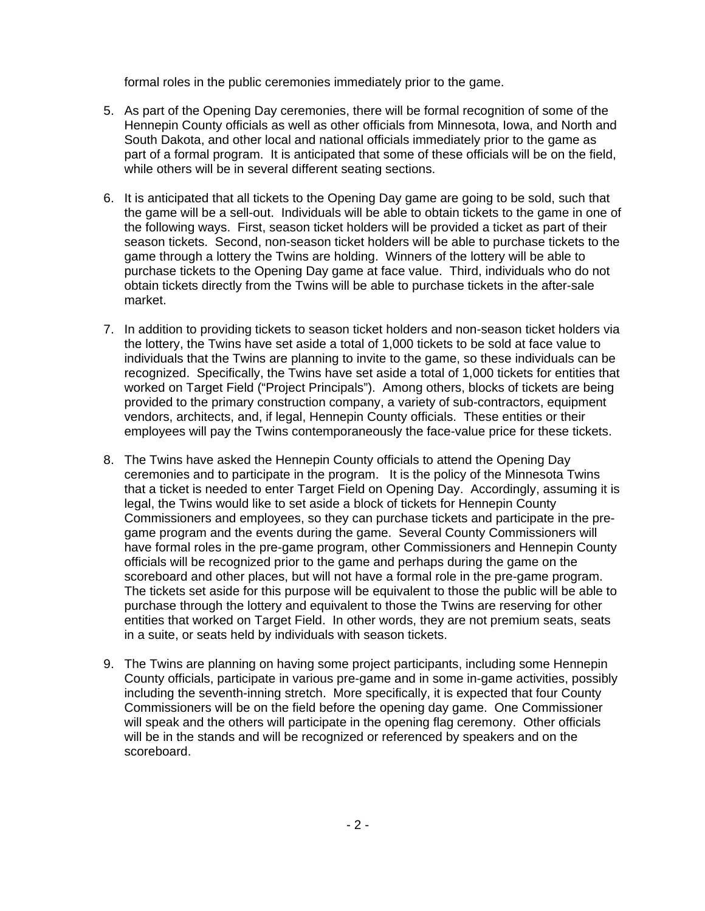formal roles in the public ceremonies immediately prior to the game.

5. As part of the Opening Day ceremonies, there will be formal recognition of some of the Hennepin County officials as well as other officials from Minnesota, Iowa, and North and South Dakota, and other local and national officials immediately prior to the game as part of a formal program. It is anticipated that some of these officials will be on the field, while others will be in several different seating sections.

6. It is anticipated that all tickets to the Opening Day game are going to be sold, such that the game will be a sell-out. Individuals will be able to obtain tickets to the game in one of the following ways. First, season ticket holders will be provided a ticket as part of their season tickets. Second, non-season ticket holders will be able to purchase tickets to the game through a lottery the Twins are holding. Winners of the lottery will be able to purchase tickets to the Opening Day game at face value. Third, individuals who do not obtain tickets directly from the Twins will be able to purchase tickets in the after-sale market.

7. In addition to providing tickets to season ticket holders and non-season ticket holders via the lottery, the Twins have set aside a total of 1,000 tickets to be sold at face value to individuals that the Twins are planning to invite to the game, so these individuals can be recognized. Specifically, the Twins have set aside a total of 1,000 tickets for entities that worked on Target Field ("Project Principals"). Among others, blocks of tickets are being provided to the primary construction company, a variety of sub-contractors, equipment vendors, architects, and, if legal, Hennepin County officials. These entities or their employees will pay the Twins contemporaneously the face-value price for these tickets.

8. The Twins have asked the Hennepin County officials to attend the Opening Day ceremonies and to participate in the program. It is the policy of the Minnesota Twins that a ticket is needed to enter Target Field on Opening Day. Accordingly, assuming it is legal, the Twins would like to set aside a block of tickets for Hennepin County Commissioners and employees, so they can purchase tickets and participate in the pre-game program and the events during the game. Several County Commissioners will have formal roles in the pre-game program, other Commissioners and Hennepin County officials will be recognized prior to the game and perhaps during the game on the scoreboard and other places, but will not have a formal role in the pre-game program. The tickets set aside for this purpose will be equivalent to those the public will be able to purchase through the lottery and equivalent to those the Twins are reserving for other entities that worked on Target Field. In other words, they are not premium seats, seats in a suite, or seats held by individuals with season tickets.

9. The Twins are planning on having some project participants, including some Hennepin County officials, participate in various pre-game and in some in-game activities, possibly including the seventh-inning stretch. More specifically, it is expected that four County Commissioners will be on the field before the opening day game. One Commissioner will speak and the others will participate in the opening flag ceremony. Other officials will be in the stands and will be recognized or referenced by speakers and on the scoreboard.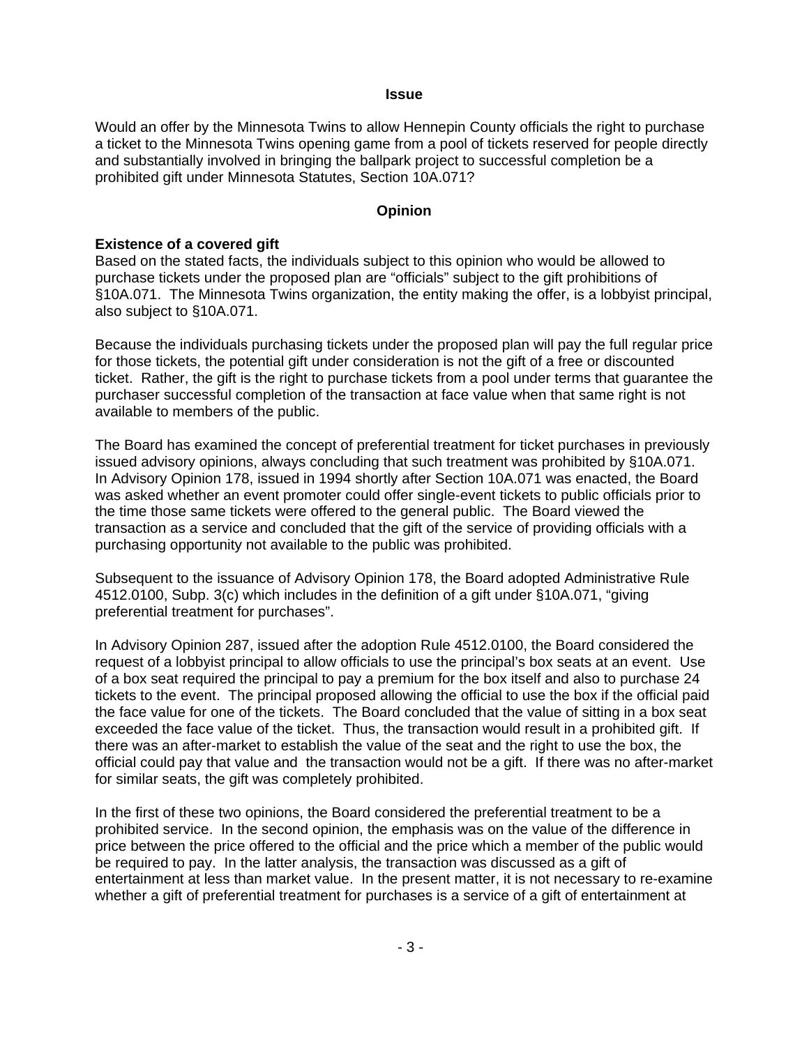## Issue

Would an offer by the Minnesota Twins to allow Hennepin County officials the right to purchase a ticket to the Minnesota Twins opening game from a pool of tickets reserved for people directly and substantially involved in bringing the ballpark project to successful completion be a prohibited gift under Minnesota Statutes, Section 10A.071?

## Opinion

**Existence of a covered gift**

Based on the stated facts, the individuals subject to this opinion who would be allowed to purchase tickets under the proposed plan are "officials" subject to the gift prohibitions of §10A.071. The Minnesota Twins organization, the entity making the offer, is a lobbyist principal, also subject to §10A.071.

Because the individuals purchasing tickets under the proposed plan will pay the full regular price for those tickets, the potential gift under consideration is not the gift of a free or discounted ticket. Rather, the gift is the right to purchase tickets from a pool under terms that guarantee the purchaser successful completion of the transaction at face value when that same right is not available to members of the public.

The Board has examined the concept of preferential treatment for ticket purchases in previously issued advisory opinions, always concluding that such treatment was prohibited by §10A.071. In Advisory Opinion 178, issued in 1994 shortly after Section 10A.071 was enacted, the Board was asked whether an event promoter could offer single-event tickets to public officials prior to the time those same tickets were offered to the general public. The Board viewed the transaction as a service and concluded that the gift of the service of providing officials with a purchasing opportunity not available to the public was prohibited.

Subsequent to the issuance of Advisory Opinion 178, the Board adopted Administrative Rule 4512.0100, Subp. 3(c) which includes in the definition of a gift under §10A.071, "giving preferential treatment for purchases".

In Advisory Opinion 287, issued after the adoption Rule 4512.0100, the Board considered the request of a lobbyist principal to allow officials to use the principal's box seats at an event. Use of a box seat required the principal to pay a premium for the box itself and also to purchase 24 tickets to the event. The principal proposed allowing the official to use the box if the official paid the face value for one of the tickets. The Board concluded that the value of sitting in a box seat exceeded the face value of the ticket. Thus, the transaction would result in a prohibited gift. If there was an after-market to establish the value of the seat and the right to use the box, the official could pay that value and the transaction would not be a gift. If there was no after-market for similar seats, the gift was completely prohibited.

In the first of these two opinions, the Board considered the preferential treatment to be a prohibited service. In the second opinion, the emphasis was on the value of the difference in price between the price offered to the official and the price which a member of the public would be required to pay. In the latter analysis, the transaction was discussed as a gift of entertainment at less than market value. In the present matter, it is not necessary to re-examine whether a gift of preferential treatment for purchases is a service of a gift of entertainment at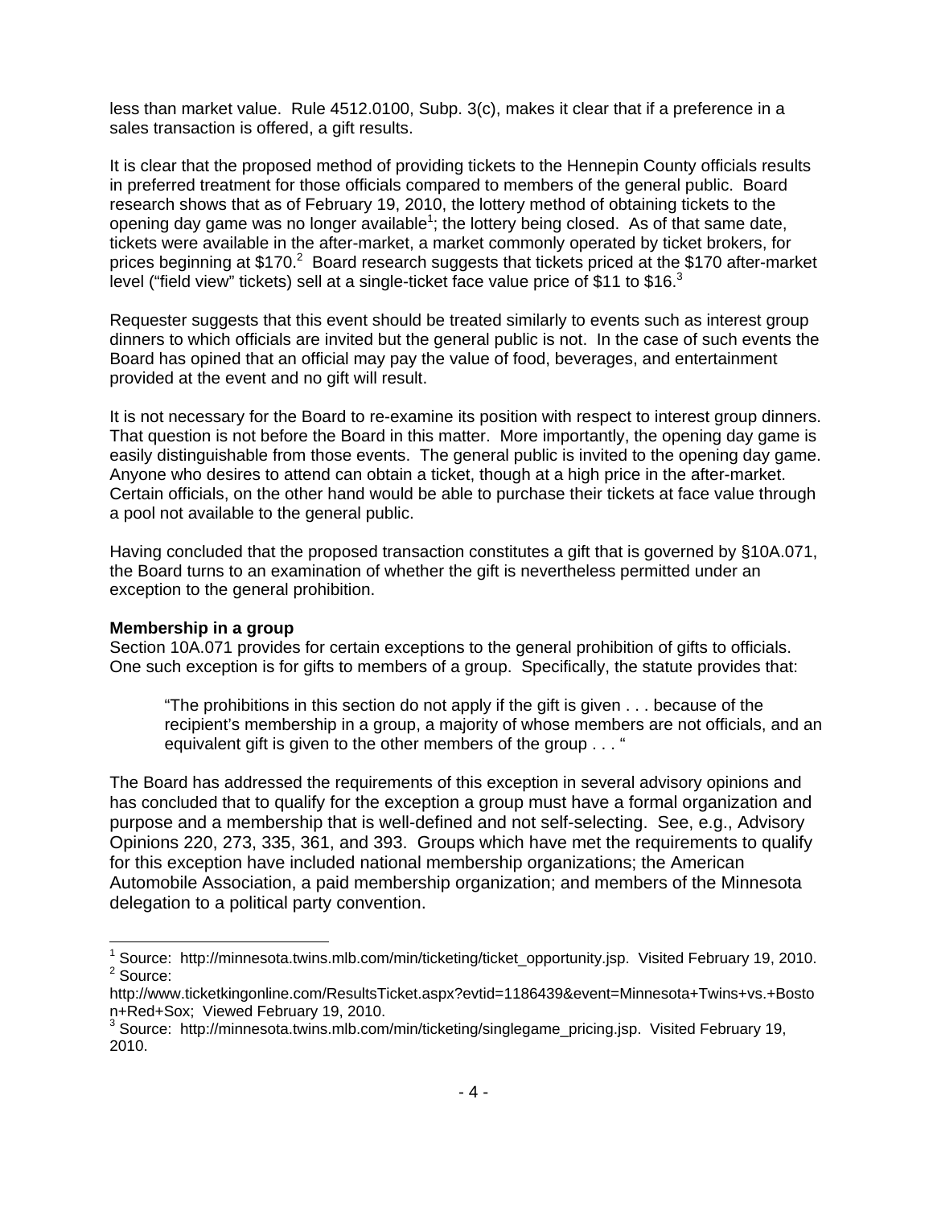less than market value. Rule 4512.0100, Subp. 3(c), makes it clear that if a preference in a sales transaction is offered, a gift results.

It is clear that the proposed method of providing tickets to the Hennepin County officials results in preferred treatment for those officials compared to members of the general public. Board research shows that as of February 19, 2010, the lottery method of obtaining tickets to the opening day game was no longer available[1]; the lottery being closed. As of that same date, tickets were available in the after-market, a market commonly operated by ticket brokers, for prices beginning at $170.[2] Board research suggests that tickets priced at the $170 after-market level ("field view" tickets) sell at a single-ticket face value price of $11 to $16.[3]

Requester suggests that this event should be treated similarly to events such as interest group dinners to which officials are invited but the general public is not. In the case of such events the Board has opined that an official may pay the value of food, beverages, and entertainment provided at the event and no gift will result.

It is not necessary for the Board to re-examine its position with respect to interest group dinners. That question is not before the Board in this matter. More importantly, the opening day game is easily distinguishable from those events. The general public is invited to the opening day game. Anyone who desires to attend can obtain a ticket, though at a high price in the after-market. Certain officials, on the other hand would be able to purchase their tickets at face value through a pool not available to the general public.

Having concluded that the proposed transaction constitutes a gift that is governed by §10A.071, the Board turns to an examination of whether the gift is nevertheless permitted under an exception to the general prohibition.

**Membership in a group**

Section 10A.071 provides for certain exceptions to the general prohibition of gifts to officials. One such exception is for gifts to members of a group. Specifically, the statute provides that:

> "The prohibitions in this section do not apply if the gift is given . . . because of the recipient's membership in a group, a majority of whose members are not officials, and an equivalent gift is given to the other members of the group . . . "

The Board has addressed the requirements of this exception in several advisory opinions and has concluded that to qualify for the exception a group must have a formal organization and purpose and a membership that is well-defined and not self-selecting. See, e.g., Advisory Opinions 220, 273, 335, 361, and 393. Groups which have met the requirements to qualify for this exception have included national membership organizations; the American Automobile Association, a paid membership organization; and members of the Minnesota delegation to a political party convention.

---

[1] Source: http://minnesota.twins.mlb.com/min/ticketing/ticket_opportunity.jsp. Visited February 19, 2010.

[2] Source: http://www.ticketkingonline.com/ResultsTicket.aspx?evtid=1186439&event=Minnesota+Twins+vs.+Boston+Red+Sox; Viewed February 19, 2010.

[3] Source: http://minnesota.twins.mlb.com/min/ticketing/singlegame_pricing.jsp. Visited February 19, 2010.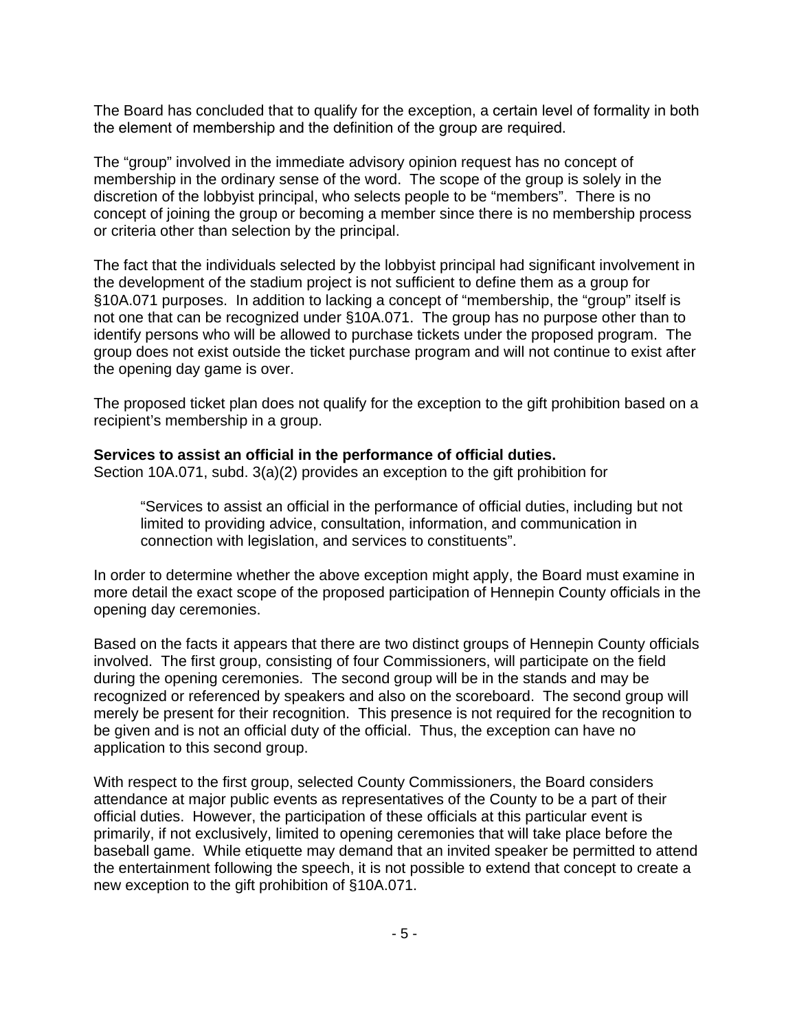The Board has concluded that to qualify for the exception, a certain level of formality in both the element of membership and the definition of the group are required.

The "group" involved in the immediate advisory opinion request has no concept of membership in the ordinary sense of the word. The scope of the group is solely in the discretion of the lobbyist principal, who selects people to be "members". There is no concept of joining the group or becoming a member since there is no membership process or criteria other than selection by the principal.

The fact that the individuals selected by the lobbyist principal had significant involvement in the development of the stadium project is not sufficient to define them as a group for §10A.071 purposes. In addition to lacking a concept of "membership, the "group" itself is not one that can be recognized under §10A.071. The group has no purpose other than to identify persons who will be allowed to purchase tickets under the proposed program. The group does not exist outside the ticket purchase program and will not continue to exist after the opening day game is over.

The proposed ticket plan does not qualify for the exception to the gift prohibition based on a recipient's membership in a group.

**Services to assist an official in the performance of official duties.**
Section 10A.071, subd. 3(a)(2) provides an exception to the gift prohibition for

> "Services to assist an official in the performance of official duties, including but not limited to providing advice, consultation, information, and communication in connection with legislation, and services to constituents".

In order to determine whether the above exception might apply, the Board must examine in more detail the exact scope of the proposed participation of Hennepin County officials in the opening day ceremonies.

Based on the facts it appears that there are two distinct groups of Hennepin County officials involved. The first group, consisting of four Commissioners, will participate on the field during the opening ceremonies. The second group will be in the stands and may be recognized or referenced by speakers and also on the scoreboard. The second group will merely be present for their recognition. This presence is not required for the recognition to be given and is not an official duty of the official. Thus, the exception can have no application to this second group.

With respect to the first group, selected County Commissioners, the Board considers attendance at major public events as representatives of the County to be a part of their official duties. However, the participation of these officials at this particular event is primarily, if not exclusively, limited to opening ceremonies that will take place before the baseball game. While etiquette may demand that an invited speaker be permitted to attend the entertainment following the speech, it is not possible to extend that concept to create a new exception to the gift prohibition of §10A.071.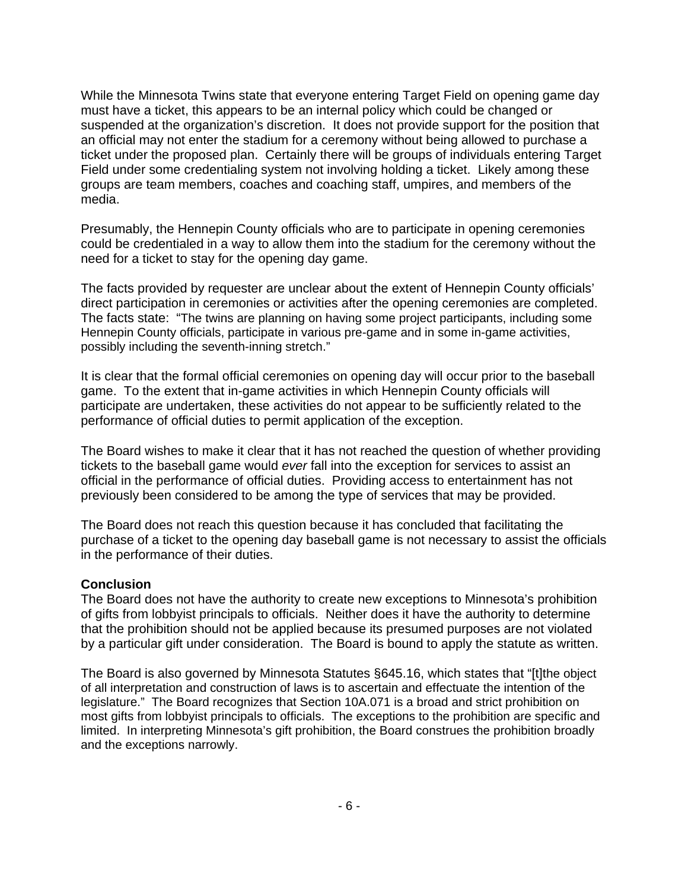While the Minnesota Twins state that everyone entering Target Field on opening game day must have a ticket, this appears to be an internal policy which could be changed or suspended at the organization's discretion. It does not provide support for the position that an official may not enter the stadium for a ceremony without being allowed to purchase a ticket under the proposed plan. Certainly there will be groups of individuals entering Target Field under some credentialing system not involving holding a ticket. Likely among these groups are team members, coaches and coaching staff, umpires, and members of the media.

Presumably, the Hennepin County officials who are to participate in opening ceremonies could be credentialed in a way to allow them into the stadium for the ceremony without the need for a ticket to stay for the opening day game.

The facts provided by requester are unclear about the extent of Hennepin County officials' direct participation in ceremonies or activities after the opening ceremonies are completed. The facts state: "The twins are planning on having some project participants, including some Hennepin County officials, participate in various pre-game and in some in-game activities, possibly including the seventh-inning stretch."

It is clear that the formal official ceremonies on opening day will occur prior to the baseball game. To the extent that in-game activities in which Hennepin County officials will participate are undertaken, these activities do not appear to be sufficiently related to the performance of official duties to permit application of the exception.

The Board wishes to make it clear that it has not reached the question of whether providing tickets to the baseball game would *ever* fall into the exception for services to assist an official in the performance of official duties. Providing access to entertainment has not previously been considered to be among the type of services that may be provided.

The Board does not reach this question because it has concluded that facilitating the purchase of a ticket to the opening day baseball game is not necessary to assist the officials in the performance of their duties.

**Conclusion**

The Board does not have the authority to create new exceptions to Minnesota's prohibition of gifts from lobbyist principals to officials. Neither does it have the authority to determine that the prohibition should not be applied because its presumed purposes are not violated by a particular gift under consideration. The Board is bound to apply the statute as written.

The Board is also governed by Minnesota Statutes §645.16, which states that "[t]the object of all interpretation and construction of laws is to ascertain and effectuate the intention of the legislature." The Board recognizes that Section 10A.071 is a broad and strict prohibition on most gifts from lobbyist principals to officials. The exceptions to the prohibition are specific and limited. In interpreting Minnesota's gift prohibition, the Board construes the prohibition broadly and the exceptions narrowly.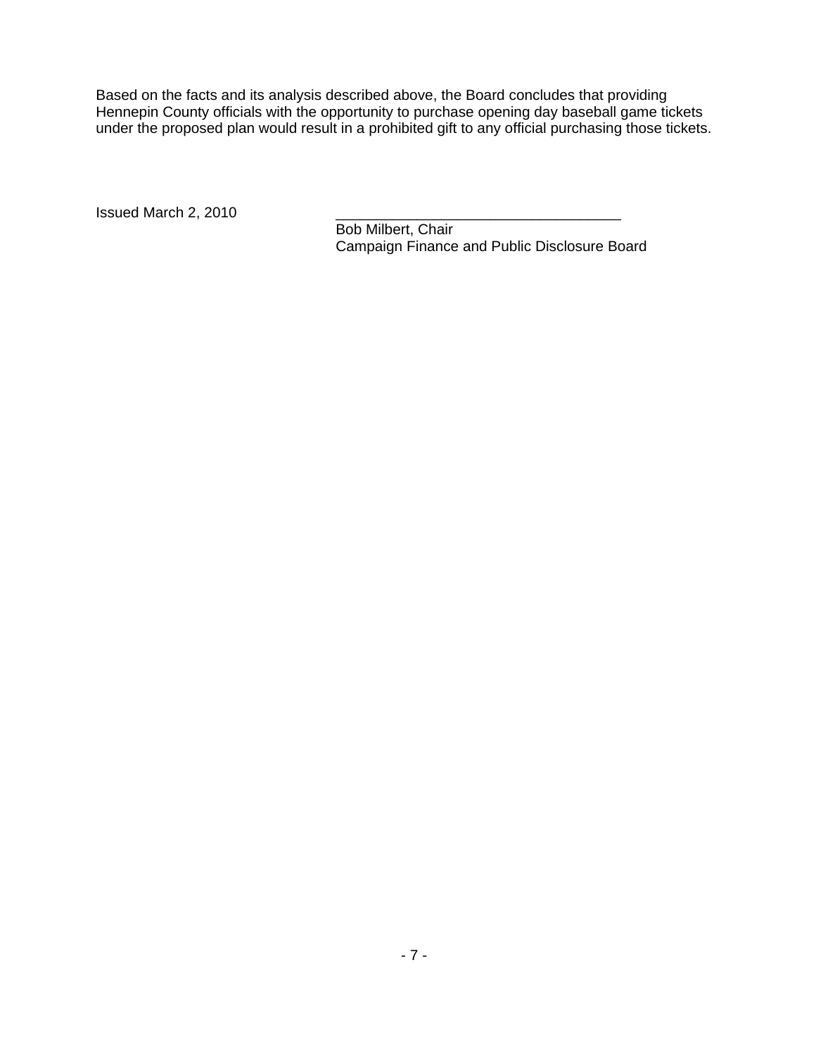Based on the facts and its analysis described above, the Board concludes that providing Hennepin County officials with the opportunity to purchase opening day baseball game tickets under the proposed plan would result in a prohibited gift to any official purchasing those tickets.

Issued March 2, 2010

\_\_\_\_\_\_\_\_\_\_\_\_\_\_\_\_\_\_\_\_\_\_\_\_\_\_\_\_\_\_\_\_\_\_\_\_

Bob Milbert, Chair
Campaign Finance and Public Disclosure Board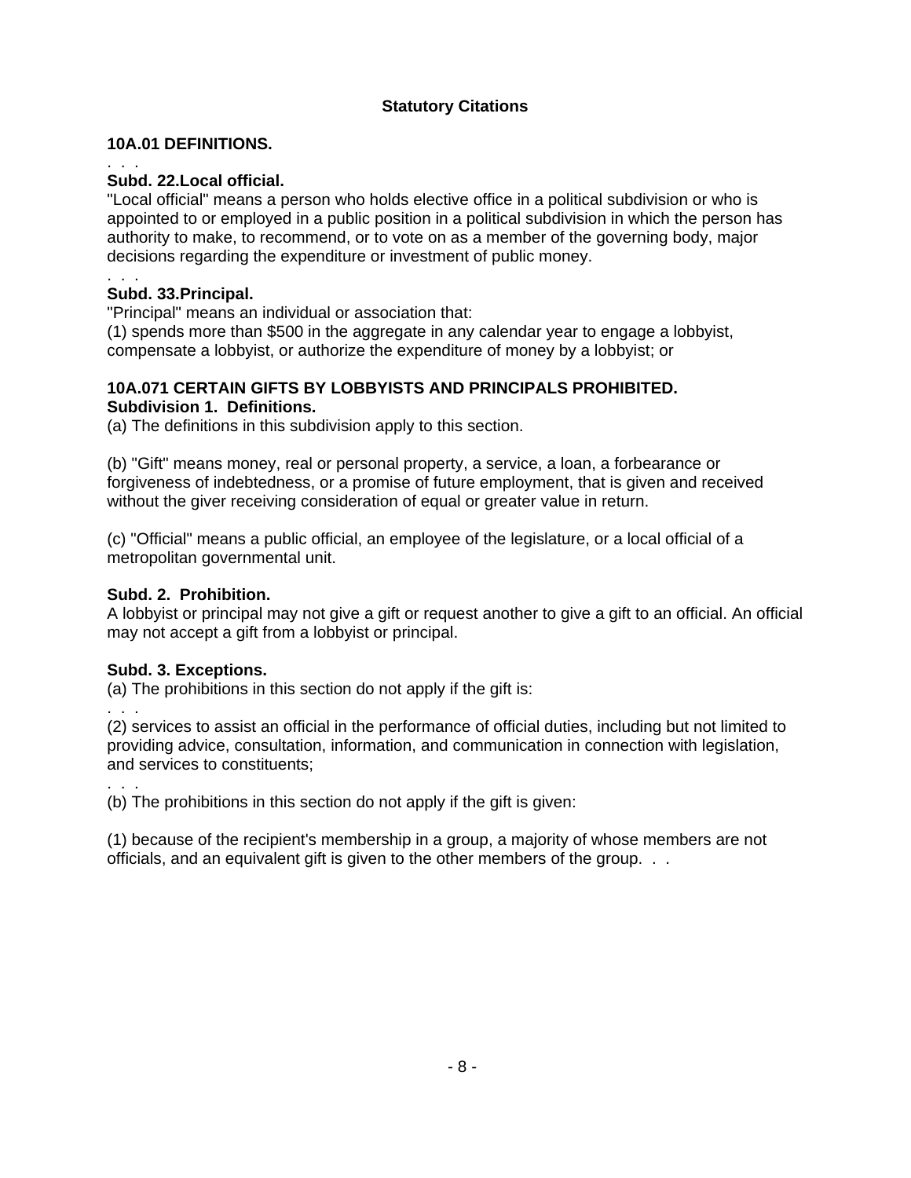## Statutory Citations

### 10A.01 DEFINITIONS.

. . .

**Subd. 22.Local official.**

"Local official" means a person who holds elective office in a political subdivision or who is appointed to or employed in a public position in a political subdivision in which the person has authority to make, to recommend, or to vote on as a member of the governing body, major decisions regarding the expenditure or investment of public money.

. . .

**Subd. 33.Principal.**

"Principal" means an individual or association that:

(1) spends more than $500 in the aggregate in any calendar year to engage a lobbyist, compensate a lobbyist, or authorize the expenditure of money by a lobbyist; or

### 10A.071 CERTAIN GIFTS BY LOBBYISTS AND PRINCIPALS PROHIBITED.

**Subdivision 1. Definitions.**

(a) The definitions in this subdivision apply to this section.

(b) "Gift" means money, real or personal property, a service, a loan, a forbearance or forgiveness of indebtedness, or a promise of future employment, that is given and received without the giver receiving consideration of equal or greater value in return.

(c) "Official" means a public official, an employee of the legislature, or a local official of a metropolitan governmental unit.

**Subd. 2. Prohibition.**

A lobbyist or principal may not give a gift or request another to give a gift to an official. An official may not accept a gift from a lobbyist or principal.

**Subd. 3. Exceptions.**

(a) The prohibitions in this section do not apply if the gift is:

. . .

(2) services to assist an official in the performance of official duties, including but not limited to providing advice, consultation, information, and communication in connection with legislation, and services to constituents;

. . .

(b) The prohibitions in this section do not apply if the gift is given:

(1) because of the recipient's membership in a group, a majority of whose members are not officials, and an equivalent gift is given to the other members of the group. . .